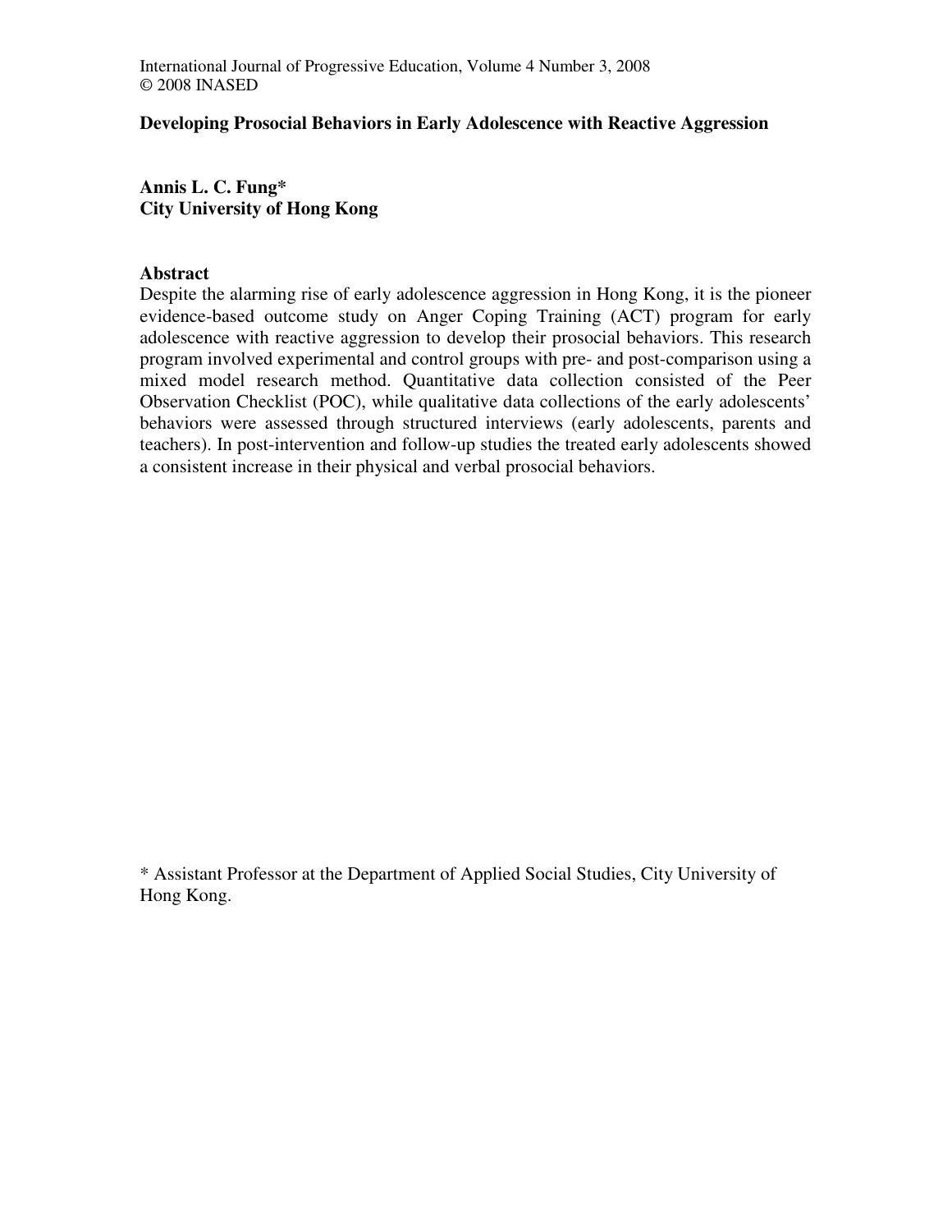# Developing Prosocial Behaviors in Early Adolescence with Reactive Aggression

**Annis L. C. Fung***
**City University of Hong Kong**

## Abstract

Despite the alarming rise of early adolescence aggression in Hong Kong, it is the pioneer evidence-based outcome study on Anger Coping Training (ACT) program for early adolescence with reactive aggression to develop their prosocial behaviors. This research program involved experimental and control groups with pre- and post-comparison using a mixed model research method. Quantitative data collection consisted of the Peer Observation Checklist (POC), while qualitative data collections of the early adolescents' behaviors were assessed through structured interviews (early adolescents, parents and teachers). In post-intervention and follow-up studies the treated early adolescents showed a consistent increase in their physical and verbal prosocial behaviors.

* Assistant Professor at the Department of Applied Social Studies, City University of Hong Kong.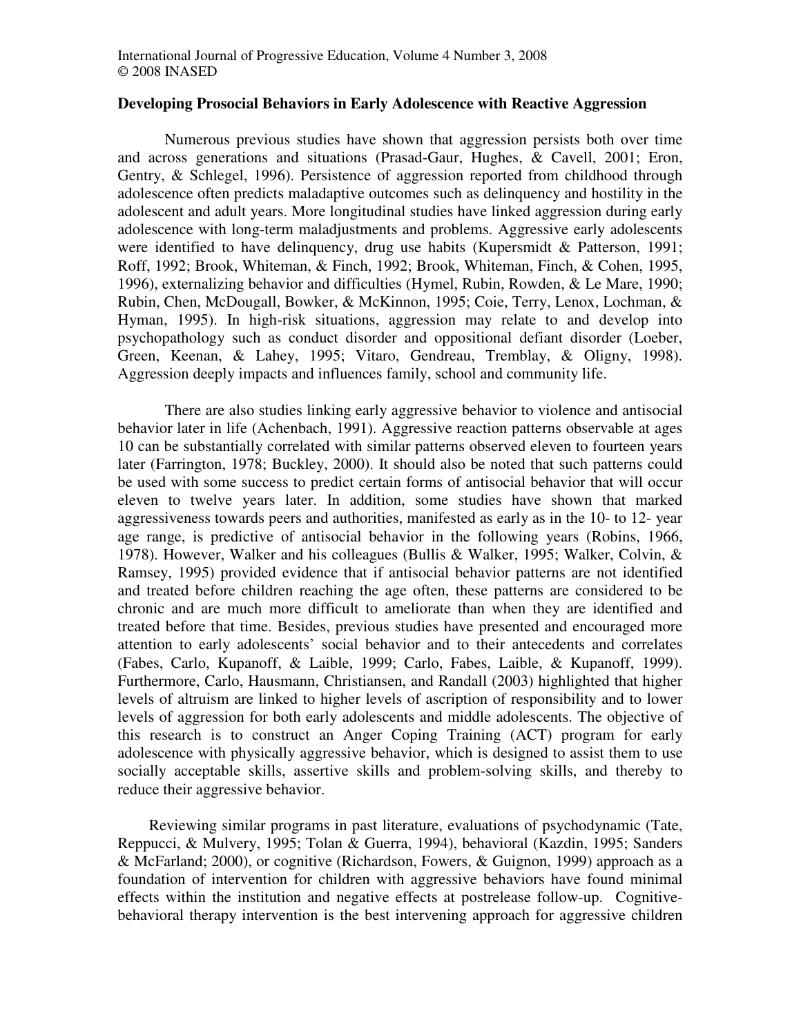### Developing Prosocial Behaviors in Early Adolescence with Reactive Aggression

Numerous previous studies have shown that aggression persists both over time and across generations and situations (Prasad-Gaur, Hughes, & Cavell, 2001; Eron, Gentry, & Schlegel, 1996). Persistence of aggression reported from childhood through adolescence often predicts maladaptive outcomes such as delinquency and hostility in the adolescent and adult years. More longitudinal studies have linked aggression during early adolescence with long-term maladjustments and problems. Aggressive early adolescents were identified to have delinquency, drug use habits (Kupersmidt & Patterson, 1991; Roff, 1992; Brook, Whiteman, & Finch, 1992; Brook, Whiteman, Finch, & Cohen, 1995, 1996), externalizing behavior and difficulties (Hymel, Rubin, Rowden, & Le Mare, 1990; Rubin, Chen, McDougall, Bowker, & McKinnon, 1995; Coie, Terry, Lenox, Lochman, & Hyman, 1995). In high-risk situations, aggression may relate to and develop into psychopathology such as conduct disorder and oppositional defiant disorder (Loeber, Green, Keenan, & Lahey, 1995; Vitaro, Gendreau, Tremblay, & Oligny, 1998). Aggression deeply impacts and influences family, school and community life.

There are also studies linking early aggressive behavior to violence and antisocial behavior later in life (Achenbach, 1991). Aggressive reaction patterns observable at ages 10 can be substantially correlated with similar patterns observed eleven to fourteen years later (Farrington, 1978; Buckley, 2000). It should also be noted that such patterns could be used with some success to predict certain forms of antisocial behavior that will occur eleven to twelve years later. In addition, some studies have shown that marked aggressiveness towards peers and authorities, manifested as early as in the 10- to 12- year age range, is predictive of antisocial behavior in the following years (Robins, 1966, 1978). However, Walker and his colleagues (Bullis & Walker, 1995; Walker, Colvin, & Ramsey, 1995) provided evidence that if antisocial behavior patterns are not identified and treated before children reaching the age often, these patterns are considered to be chronic and are much more difficult to ameliorate than when they are identified and treated before that time. Besides, previous studies have presented and encouraged more attention to early adolescents' social behavior and to their antecedents and correlates (Fabes, Carlo, Kupanoff, & Laible, 1999; Carlo, Fabes, Laible, & Kupanoff, 1999). Furthermore, Carlo, Hausmann, Christiansen, and Randall (2003) highlighted that higher levels of altruism are linked to higher levels of ascription of responsibility and to lower levels of aggression for both early adolescents and middle adolescents. The objective of this research is to construct an Anger Coping Training (ACT) program for early adolescence with physically aggressive behavior, which is designed to assist them to use socially acceptable skills, assertive skills and problem-solving skills, and thereby to reduce their aggressive behavior.

Reviewing similar programs in past literature, evaluations of psychodynamic (Tate, Reppucci, & Mulvery, 1995; Tolan & Guerra, 1994), behavioral (Kazdin, 1995; Sanders & McFarland; 2000), or cognitive (Richardson, Fowers, & Guignon, 1999) approach as a foundation of intervention for children with aggressive behaviors have found minimal effects within the institution and negative effects at postrelease follow-up. Cognitive-behavioral therapy intervention is the best intervening approach for aggressive children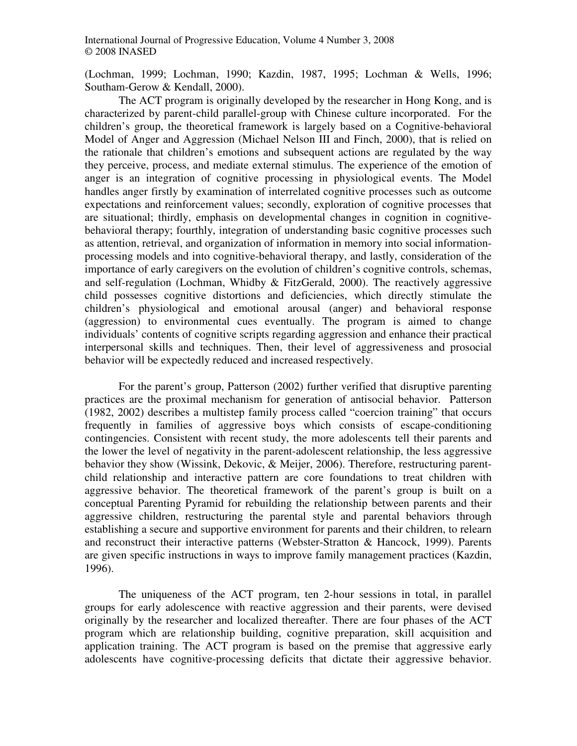(Lochman, 1999; Lochman, 1990; Kazdin, 1987, 1995; Lochman & Wells, 1996; Southam-Gerow & Kendall, 2000).

The ACT program is originally developed by the researcher in Hong Kong, and is characterized by parent-child parallel-group with Chinese culture incorporated. For the children's group, the theoretical framework is largely based on a Cognitive-behavioral Model of Anger and Aggression (Michael Nelson III and Finch, 2000), that is relied on the rationale that children's emotions and subsequent actions are regulated by the way they perceive, process, and mediate external stimulus. The experience of the emotion of anger is an integration of cognitive processing in physiological events. The Model handles anger firstly by examination of interrelated cognitive processes such as outcome expectations and reinforcement values; secondly, exploration of cognitive processes that are situational; thirdly, emphasis on developmental changes in cognition in cognitive-behavioral therapy; fourthly, integration of understanding basic cognitive processes such as attention, retrieval, and organization of information in memory into social information-processing models and into cognitive-behavioral therapy, and lastly, consideration of the importance of early caregivers on the evolution of children's cognitive controls, schemas, and self-regulation (Lochman, Whidby & FitzGerald, 2000). The reactively aggressive child possesses cognitive distortions and deficiencies, which directly stimulate the children's physiological and emotional arousal (anger) and behavioral response (aggression) to environmental cues eventually. The program is aimed to change individuals' contents of cognitive scripts regarding aggression and enhance their practical interpersonal skills and techniques. Then, their level of aggressiveness and prosocial behavior will be expectedly reduced and increased respectively.

For the parent's group, Patterson (2002) further verified that disruptive parenting practices are the proximal mechanism for generation of antisocial behavior. Patterson (1982, 2002) describes a multistep family process called "coercion training" that occurs frequently in families of aggressive boys which consists of escape-conditioning contingencies. Consistent with recent study, the more adolescents tell their parents and the lower the level of negativity in the parent-adolescent relationship, the less aggressive behavior they show (Wissink, Dekovic, & Meijer, 2006). Therefore, restructuring parent-child relationship and interactive pattern are core foundations to treat children with aggressive behavior. The theoretical framework of the parent's group is built on a conceptual Parenting Pyramid for rebuilding the relationship between parents and their aggressive children, restructuring the parental style and parental behaviors through establishing a secure and supportive environment for parents and their children, to relearn and reconstruct their interactive patterns (Webster-Stratton & Hancock, 1999). Parents are given specific instructions in ways to improve family management practices (Kazdin, 1996).

The uniqueness of the ACT program, ten 2-hour sessions in total, in parallel groups for early adolescence with reactive aggression and their parents, were devised originally by the researcher and localized thereafter. There are four phases of the ACT program which are relationship building, cognitive preparation, skill acquisition and application training. The ACT program is based on the premise that aggressive early adolescents have cognitive-processing deficits that dictate their aggressive behavior.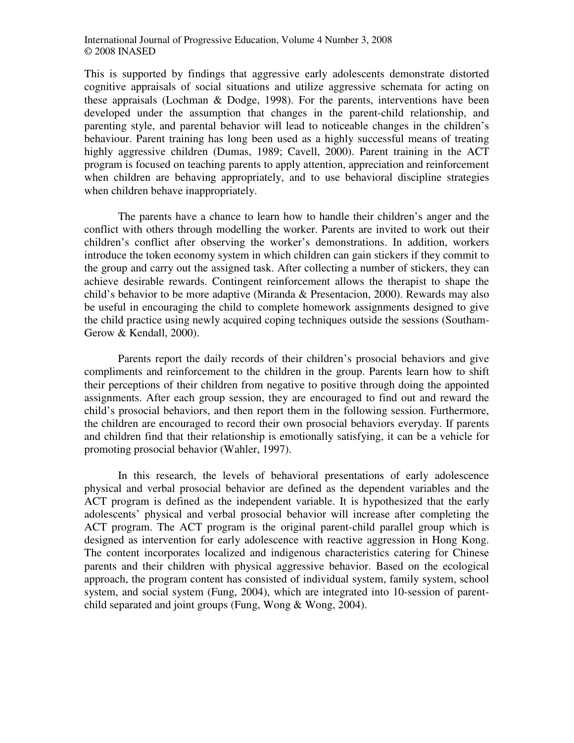This is supported by findings that aggressive early adolescents demonstrate distorted cognitive appraisals of social situations and utilize aggressive schemata for acting on these appraisals (Lochman & Dodge, 1998). For the parents, interventions have been developed under the assumption that changes in the parent-child relationship, and parenting style, and parental behavior will lead to noticeable changes in the children's behaviour. Parent training has long been used as a highly successful means of treating highly aggressive children (Dumas, 1989; Cavell, 2000). Parent training in the ACT program is focused on teaching parents to apply attention, appreciation and reinforcement when children are behaving appropriately, and to use behavioral discipline strategies when children behave inappropriately.

The parents have a chance to learn how to handle their children's anger and the conflict with others through modelling the worker. Parents are invited to work out their children's conflict after observing the worker's demonstrations. In addition, workers introduce the token economy system in which children can gain stickers if they commit to the group and carry out the assigned task. After collecting a number of stickers, they can achieve desirable rewards. Contingent reinforcement allows the therapist to shape the child's behavior to be more adaptive (Miranda & Presentacion, 2000). Rewards may also be useful in encouraging the child to complete homework assignments designed to give the child practice using newly acquired coping techniques outside the sessions (Southam-Gerow & Kendall, 2000).

Parents report the daily records of their children's prosocial behaviors and give compliments and reinforcement to the children in the group. Parents learn how to shift their perceptions of their children from negative to positive through doing the appointed assignments. After each group session, they are encouraged to find out and reward the child's prosocial behaviors, and then report them in the following session. Furthermore, the children are encouraged to record their own prosocial behaviors everyday. If parents and children find that their relationship is emotionally satisfying, it can be a vehicle for promoting prosocial behavior (Wahler, 1997).

In this research, the levels of behavioral presentations of early adolescence physical and verbal prosocial behavior are defined as the dependent variables and the ACT program is defined as the independent variable. It is hypothesized that the early adolescents' physical and verbal prosocial behavior will increase after completing the ACT program. The ACT program is the original parent-child parallel group which is designed as intervention for early adolescence with reactive aggression in Hong Kong. The content incorporates localized and indigenous characteristics catering for Chinese parents and their children with physical aggressive behavior. Based on the ecological approach, the program content has consisted of individual system, family system, school system, and social system (Fung, 2004), which are integrated into 10-session of parent-child separated and joint groups (Fung, Wong & Wong, 2004).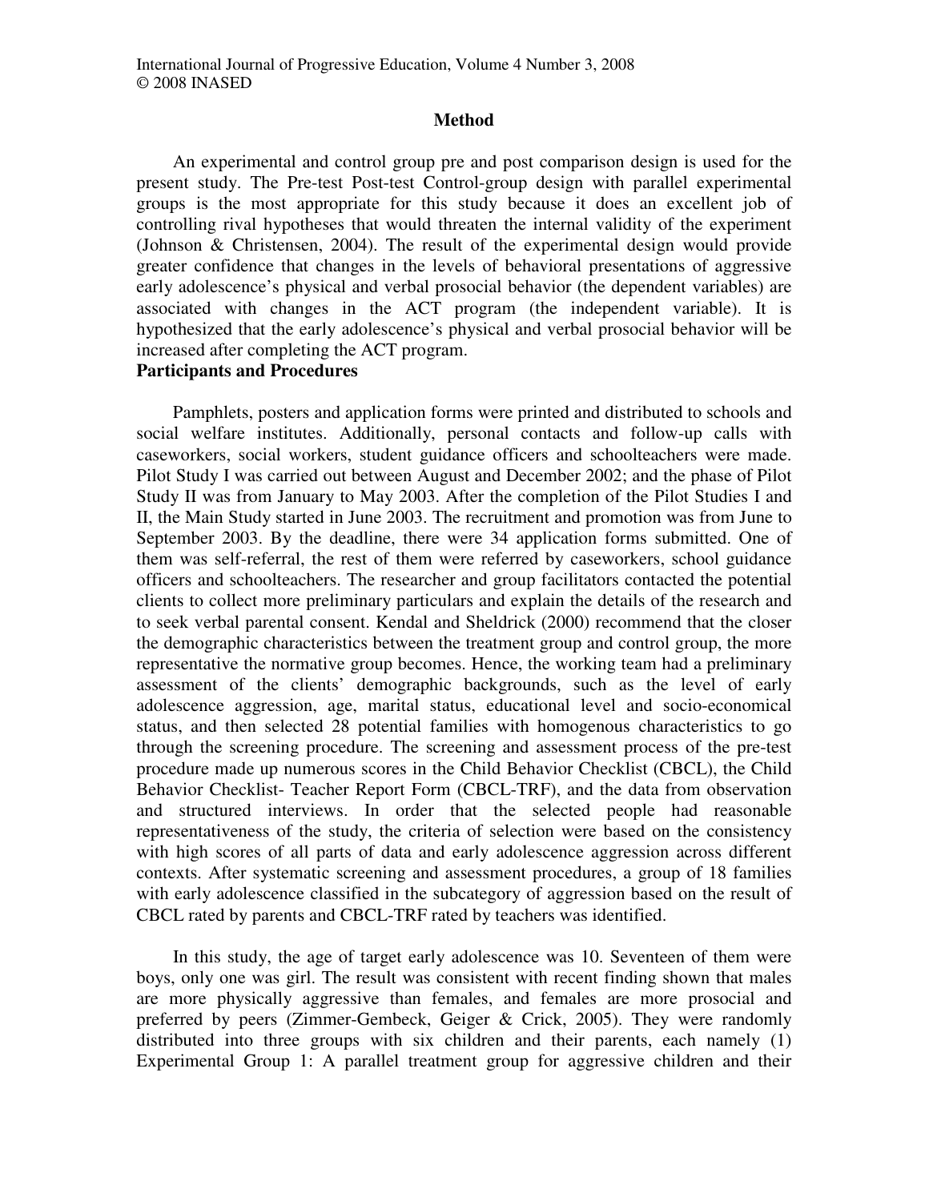## Method

An experimental and control group pre and post comparison design is used for the present study. The Pre-test Post-test Control-group design with parallel experimental groups is the most appropriate for this study because it does an excellent job of controlling rival hypotheses that would threaten the internal validity of the experiment (Johnson & Christensen, 2004). The result of the experimental design would provide greater confidence that changes in the levels of behavioral presentations of aggressive early adolescence's physical and verbal prosocial behavior (the dependent variables) are associated with changes in the ACT program (the independent variable). It is hypothesized that the early adolescence's physical and verbal prosocial behavior will be increased after completing the ACT program.

### Participants and Procedures

Pamphlets, posters and application forms were printed and distributed to schools and social welfare institutes. Additionally, personal contacts and follow-up calls with caseworkers, social workers, student guidance officers and schoolteachers were made. Pilot Study I was carried out between August and December 2002; and the phase of Pilot Study II was from January to May 2003. After the completion of the Pilot Studies I and II, the Main Study started in June 2003. The recruitment and promotion was from June to September 2003. By the deadline, there were 34 application forms submitted. One of them was self-referral, the rest of them were referred by caseworkers, school guidance officers and schoolteachers. The researcher and group facilitators contacted the potential clients to collect more preliminary particulars and explain the details of the research and to seek verbal parental consent. Kendal and Sheldrick (2000) recommend that the closer the demographic characteristics between the treatment group and control group, the more representative the normative group becomes. Hence, the working team had a preliminary assessment of the clients' demographic backgrounds, such as the level of early adolescence aggression, age, marital status, educational level and socio-economical status, and then selected 28 potential families with homogenous characteristics to go through the screening procedure. The screening and assessment process of the pre-test procedure made up numerous scores in the Child Behavior Checklist (CBCL), the Child Behavior Checklist- Teacher Report Form (CBCL-TRF), and the data from observation and structured interviews. In order that the selected people had reasonable representativeness of the study, the criteria of selection were based on the consistency with high scores of all parts of data and early adolescence aggression across different contexts. After systematic screening and assessment procedures, a group of 18 families with early adolescence classified in the subcategory of aggression based on the result of CBCL rated by parents and CBCL-TRF rated by teachers was identified.

In this study, the age of target early adolescence was 10. Seventeen of them were boys, only one was girl. The result was consistent with recent finding shown that males are more physically aggressive than females, and females are more prosocial and preferred by peers (Zimmer-Gembeck, Geiger & Crick, 2005). They were randomly distributed into three groups with six children and their parents, each namely (1) Experimental Group 1: A parallel treatment group for aggressive children and their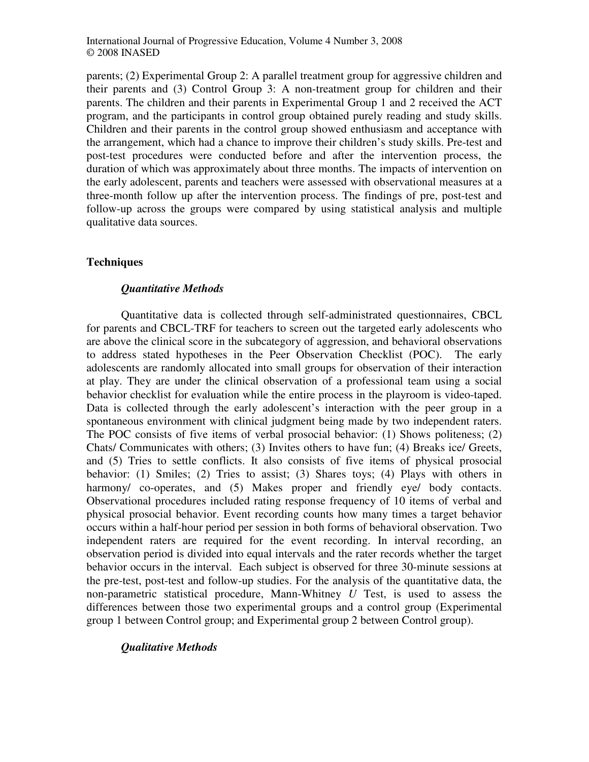parents; (2) Experimental Group 2: A parallel treatment group for aggressive children and their parents and (3) Control Group 3: A non-treatment group for children and their parents. The children and their parents in Experimental Group 1 and 2 received the ACT program, and the participants in control group obtained purely reading and study skills. Children and their parents in the control group showed enthusiasm and acceptance with the arrangement, which had a chance to improve their children's study skills. Pre-test and post-test procedures were conducted before and after the intervention process, the duration of which was approximately about three months. The impacts of intervention on the early adolescent, parents and teachers were assessed with observational measures at a three-month follow up after the intervention process. The findings of pre, post-test and follow-up across the groups were compared by using statistical analysis and multiple qualitative data sources.

## Techniques

### *Quantitative Methods*

Quantitative data is collected through self-administrated questionnaires, CBCL for parents and CBCL-TRF for teachers to screen out the targeted early adolescents who are above the clinical score in the subcategory of aggression, and behavioral observations to address stated hypotheses in the Peer Observation Checklist (POC). The early adolescents are randomly allocated into small groups for observation of their interaction at play. They are under the clinical observation of a professional team using a social behavior checklist for evaluation while the entire process in the playroom is video-taped. Data is collected through the early adolescent's interaction with the peer group in a spontaneous environment with clinical judgment being made by two independent raters. The POC consists of five items of verbal prosocial behavior: (1) Shows politeness; (2) Chats/ Communicates with others; (3) Invites others to have fun; (4) Breaks ice/ Greets, and (5) Tries to settle conflicts. It also consists of five items of physical prosocial behavior: (1) Smiles; (2) Tries to assist; (3) Shares toys; (4) Plays with others in harmony/ co-operates, and (5) Makes proper and friendly eye/ body contacts. Observational procedures included rating response frequency of 10 items of verbal and physical prosocial behavior. Event recording counts how many times a target behavior occurs within a half-hour period per session in both forms of behavioral observation. Two independent raters are required for the event recording. In interval recording, an observation period is divided into equal intervals and the rater records whether the target behavior occurs in the interval. Each subject is observed for three 30-minute sessions at the pre-test, post-test and follow-up studies. For the analysis of the quantitative data, the non-parametric statistical procedure, Mann-Whitney *U* Test, is used to assess the differences between those two experimental groups and a control group (Experimental group 1 between Control group; and Experimental group 2 between Control group).

### *Qualitative Methods*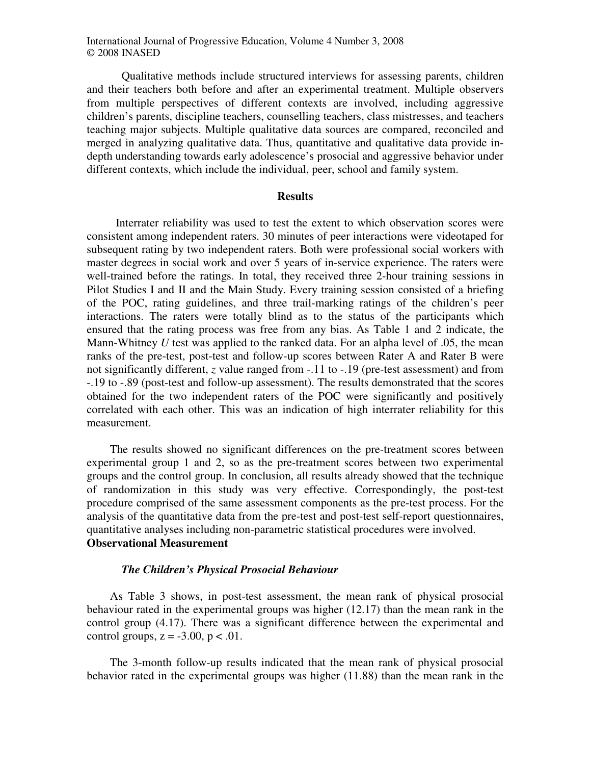Qualitative methods include structured interviews for assessing parents, children and their teachers both before and after an experimental treatment. Multiple observers from multiple perspectives of different contexts are involved, including aggressive children's parents, discipline teachers, counselling teachers, class mistresses, and teachers teaching major subjects. Multiple qualitative data sources are compared, reconciled and merged in analyzing qualitative data. Thus, quantitative and qualitative data provide in-depth understanding towards early adolescence's prosocial and aggressive behavior under different contexts, which include the individual, peer, school and family system.

## Results

Interrater reliability was used to test the extent to which observation scores were consistent among independent raters. 30 minutes of peer interactions were videotaped for subsequent rating by two independent raters. Both were professional social workers with master degrees in social work and over 5 years of in-service experience. The raters were well-trained before the ratings. In total, they received three 2-hour training sessions in Pilot Studies I and II and the Main Study. Every training session consisted of a briefing of the POC, rating guidelines, and three trail-marking ratings of the children's peer interactions. The raters were totally blind as to the status of the participants which ensured that the rating process was free from any bias. As Table 1 and 2 indicate, the Mann-Whitney *U* test was applied to the ranked data. For an alpha level of .05, the mean ranks of the pre-test, post-test and follow-up scores between Rater A and Rater B were not significantly different, $z$ value ranged from -.11 to -.19 (pre-test assessment) and from -.19 to -.89 (post-test and follow-up assessment). The results demonstrated that the scores obtained for the two independent raters of the POC were significantly and positively correlated with each other. This was an indication of high interrater reliability for this measurement.

The results showed no significant differences on the pre-treatment scores between experimental group 1 and 2, so as the pre-treatment scores between two experimental groups and the control group. In conclusion, all results already showed that the technique of randomization in this study was very effective. Correspondingly, the post-test procedure comprised of the same assessment components as the pre-test process. For the analysis of the quantitative data from the pre-test and post-test self-report questionnaires, quantitative analyses including non-parametric statistical procedures were involved.

**Observational Measurement**

***The Children's Physical Prosocial Behaviour***

As Table 3 shows, in post-test assessment, the mean rank of physical prosocial behaviour rated in the experimental groups was higher (12.17) than the mean rank in the control group (4.17). There was a significant difference between the experimental and control groups, $z = -3.00$, $p < .01$.

The 3-month follow-up results indicated that the mean rank of physical prosocial behavior rated in the experimental groups was higher (11.88) than the mean rank in the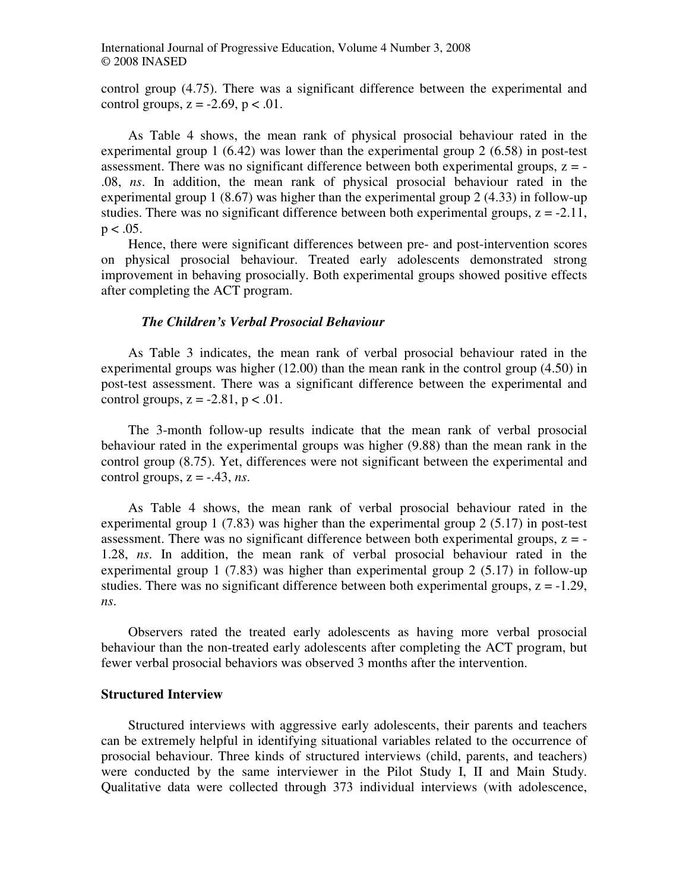control group (4.75). There was a significant difference between the experimental and control groups, $z = -2.69$, $p < .01$.

As Table 4 shows, the mean rank of physical prosocial behaviour rated in the experimental group 1 (6.42) was lower than the experimental group 2 (6.58) in post-test assessment. There was no significant difference between both experimental groups, $z = -.08$, *ns*. In addition, the mean rank of physical prosocial behaviour rated in the experimental group 1 (8.67) was higher than the experimental group 2 (4.33) in follow-up studies. There was no significant difference between both experimental groups, $z = -2.11$, $p < .05$.

Hence, there were significant differences between pre- and post-intervention scores on physical prosocial behaviour. Treated early adolescents demonstrated strong improvement in behaving prosocially. Both experimental groups showed positive effects after completing the ACT program.

### *The Children's Verbal Prosocial Behaviour*

As Table 3 indicates, the mean rank of verbal prosocial behaviour rated in the experimental groups was higher (12.00) than the mean rank in the control group (4.50) in post-test assessment. There was a significant difference between the experimental and control groups, $z = -2.81$, $p < .01$.

The 3-month follow-up results indicate that the mean rank of verbal prosocial behaviour rated in the experimental groups was higher (9.88) than the mean rank in the control group (8.75). Yet, differences were not significant between the experimental and control groups, $z = -.43$, *ns*.

As Table 4 shows, the mean rank of verbal prosocial behaviour rated in the experimental group 1 (7.83) was higher than the experimental group 2 (5.17) in post-test assessment. There was no significant difference between both experimental groups, $z = -1.28$, *ns*. In addition, the mean rank of verbal prosocial behaviour rated in the experimental group 1 (7.83) was higher than experimental group 2 (5.17) in follow-up studies. There was no significant difference between both experimental groups, $z = -1.29$, *ns*.

Observers rated the treated early adolescents as having more verbal prosocial behaviour than the non-treated early adolescents after completing the ACT program, but fewer verbal prosocial behaviors was observed 3 months after the intervention.

## Structured Interview

Structured interviews with aggressive early adolescents, their parents and teachers can be extremely helpful in identifying situational variables related to the occurrence of prosocial behaviour. Three kinds of structured interviews (child, parents, and teachers) were conducted by the same interviewer in the Pilot Study I, II and Main Study. Qualitative data were collected through 373 individual interviews (with adolescence,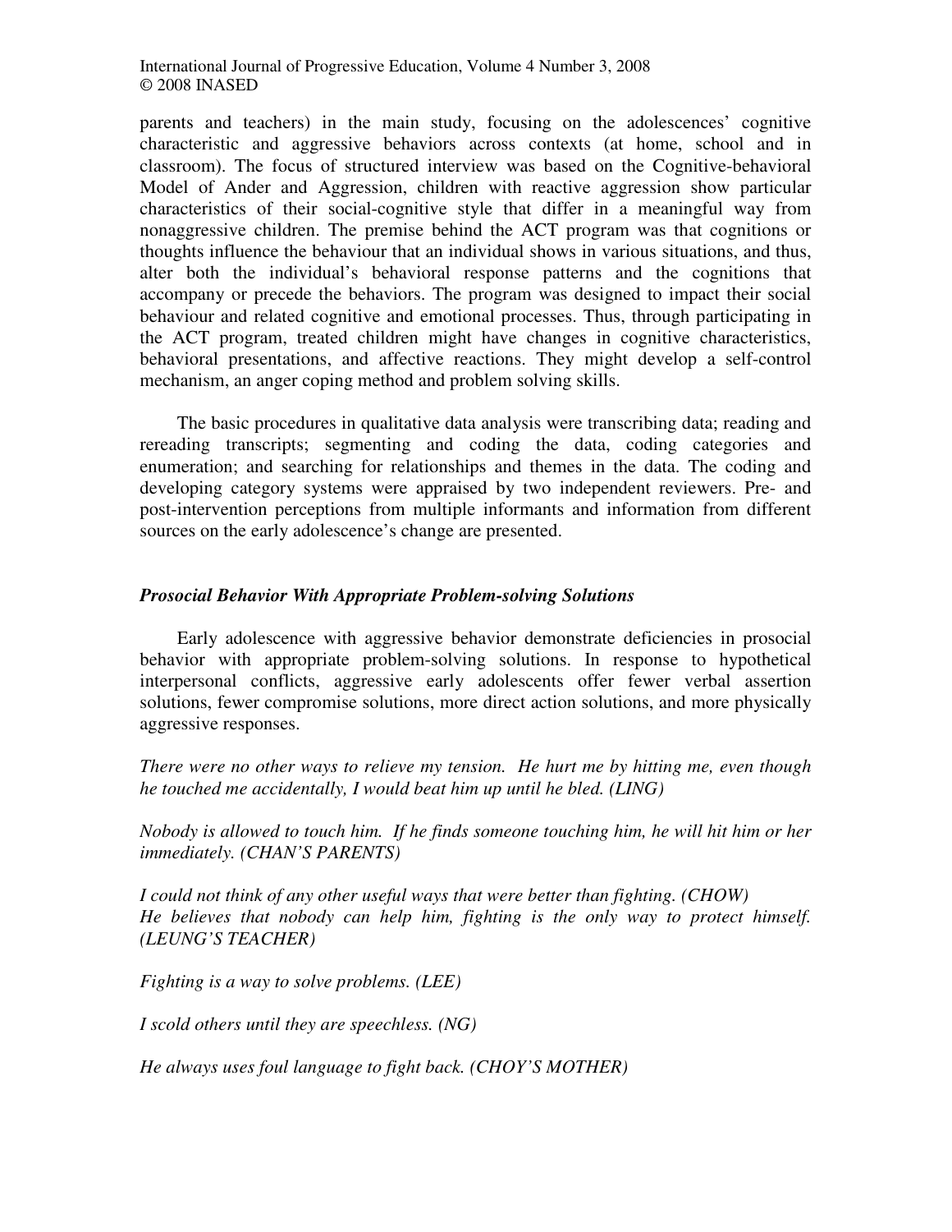parents and teachers) in the main study, focusing on the adolescences' cognitive characteristic and aggressive behaviors across contexts (at home, school and in classroom). The focus of structured interview was based on the Cognitive-behavioral Model of Ander and Aggression, children with reactive aggression show particular characteristics of their social-cognitive style that differ in a meaningful way from nonaggressive children. The premise behind the ACT program was that cognitions or thoughts influence the behaviour that an individual shows in various situations, and thus, alter both the individual's behavioral response patterns and the cognitions that accompany or precede the behaviors. The program was designed to impact their social behaviour and related cognitive and emotional processes. Thus, through participating in the ACT program, treated children might have changes in cognitive characteristics, behavioral presentations, and affective reactions. They might develop a self-control mechanism, an anger coping method and problem solving skills.

The basic procedures in qualitative data analysis were transcribing data; reading and rereading transcripts; segmenting and coding the data, coding categories and enumeration; and searching for relationships and themes in the data. The coding and developing category systems were appraised by two independent reviewers. Pre- and post-intervention perceptions from multiple informants and information from different sources on the early adolescence's change are presented.

### *Prosocial Behavior With Appropriate Problem-solving Solutions*

Early adolescence with aggressive behavior demonstrate deficiencies in prosocial behavior with appropriate problem-solving solutions. In response to hypothetical interpersonal conflicts, aggressive early adolescents offer fewer verbal assertion solutions, fewer compromise solutions, more direct action solutions, and more physically aggressive responses.

*There were no other ways to relieve my tension. He hurt me by hitting me, even though he touched me accidentally, I would beat him up until he bled. (LING)*

*Nobody is allowed to touch him. If he finds someone touching him, he will hit him or her immediately. (CHAN'S PARENTS)*

*I could not think of any other useful ways that were better than fighting. (CHOW)*
*He believes that nobody can help him, fighting is the only way to protect himself. (LEUNG'S TEACHER)*

*Fighting is a way to solve problems. (LEE)*

*I scold others until they are speechless. (NG)*

*He always uses foul language to fight back. (CHOY'S MOTHER)*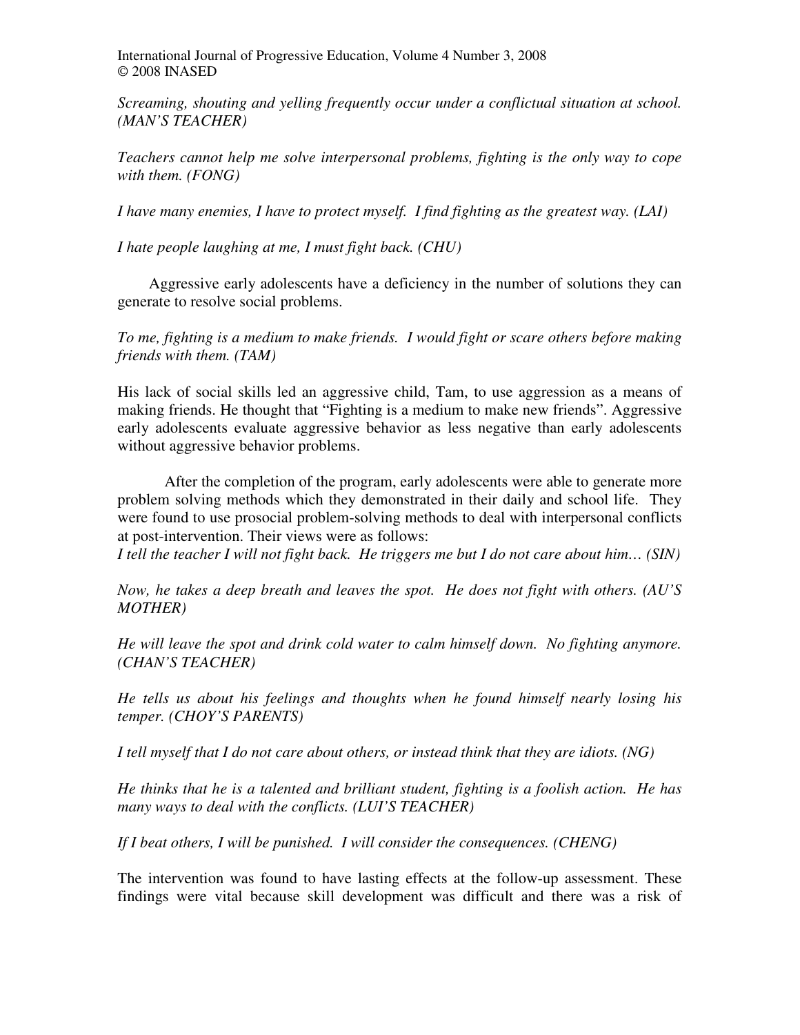*Screaming, shouting and yelling frequently occur under a conflictual situation at school. (MAN'S TEACHER)*

*Teachers cannot help me solve interpersonal problems, fighting is the only way to cope with them. (FONG)*

*I have many enemies, I have to protect myself. I find fighting as the greatest way. (LAI)*

*I hate people laughing at me, I must fight back. (CHU)*

Aggressive early adolescents have a deficiency in the number of solutions they can generate to resolve social problems.

*To me, fighting is a medium to make friends. I would fight or scare others before making friends with them. (TAM)*

His lack of social skills led an aggressive child, Tam, to use aggression as a means of making friends. He thought that "Fighting is a medium to make new friends". Aggressive early adolescents evaluate aggressive behavior as less negative than early adolescents without aggressive behavior problems.

After the completion of the program, early adolescents were able to generate more problem solving methods which they demonstrated in their daily and school life. They were found to use prosocial problem-solving methods to deal with interpersonal conflicts at post-intervention. Their views were as follows:

*I tell the teacher I will not fight back. He triggers me but I do not care about him… (SIN)*

*Now, he takes a deep breath and leaves the spot. He does not fight with others. (AU'S MOTHER)*

*He will leave the spot and drink cold water to calm himself down. No fighting anymore. (CHAN'S TEACHER)*

*He tells us about his feelings and thoughts when he found himself nearly losing his temper. (CHOY'S PARENTS)*

*I tell myself that I do not care about others, or instead think that they are idiots. (NG)*

*He thinks that he is a talented and brilliant student, fighting is a foolish action. He has many ways to deal with the conflicts. (LUI'S TEACHER)*

*If I beat others, I will be punished. I will consider the consequences. (CHENG)*

The intervention was found to have lasting effects at the follow-up assessment. These findings were vital because skill development was difficult and there was a risk of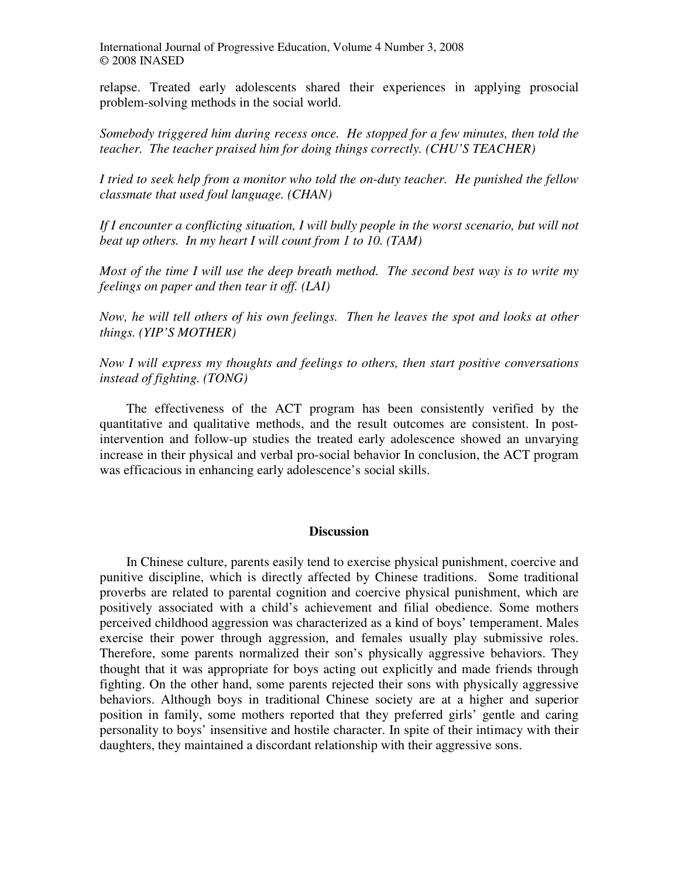relapse. Treated early adolescents shared their experiences in applying prosocial problem-solving methods in the social world.

*Somebody triggered him during recess once. He stopped for a few minutes, then told the teacher. The teacher praised him for doing things correctly. (CHU'S TEACHER)*

*I tried to seek help from a monitor who told the on-duty teacher. He punished the fellow classmate that used foul language. (CHAN)*

*If I encounter a conflicting situation, I will bully people in the worst scenario, but will not beat up others. In my heart I will count from 1 to 10. (TAM)*

*Most of the time I will use the deep breath method. The second best way is to write my feelings on paper and then tear it off. (LAI)*

*Now, he will tell others of his own feelings. Then he leaves the spot and looks at other things. (YIP'S MOTHER)*

*Now I will express my thoughts and feelings to others, then start positive conversations instead of fighting. (TONG)*

The effectiveness of the ACT program has been consistently verified by the quantitative and qualitative methods, and the result outcomes are consistent. In post-intervention and follow-up studies the treated early adolescence showed an unvarying increase in their physical and verbal pro-social behavior In conclusion, the ACT program was efficacious in enhancing early adolescence's social skills.

## Discussion

In Chinese culture, parents easily tend to exercise physical punishment, coercive and punitive discipline, which is directly affected by Chinese traditions. Some traditional proverbs are related to parental cognition and coercive physical punishment, which are positively associated with a child's achievement and filial obedience. Some mothers perceived childhood aggression was characterized as a kind of boys' temperament. Males exercise their power through aggression, and females usually play submissive roles. Therefore, some parents normalized their son's physically aggressive behaviors. They thought that it was appropriate for boys acting out explicitly and made friends through fighting. On the other hand, some parents rejected their sons with physically aggressive behaviors. Although boys in traditional Chinese society are at a higher and superior position in family, some mothers reported that they preferred girls' gentle and caring personality to boys' insensitive and hostile character. In spite of their intimacy with their daughters, they maintained a discordant relationship with their aggressive sons.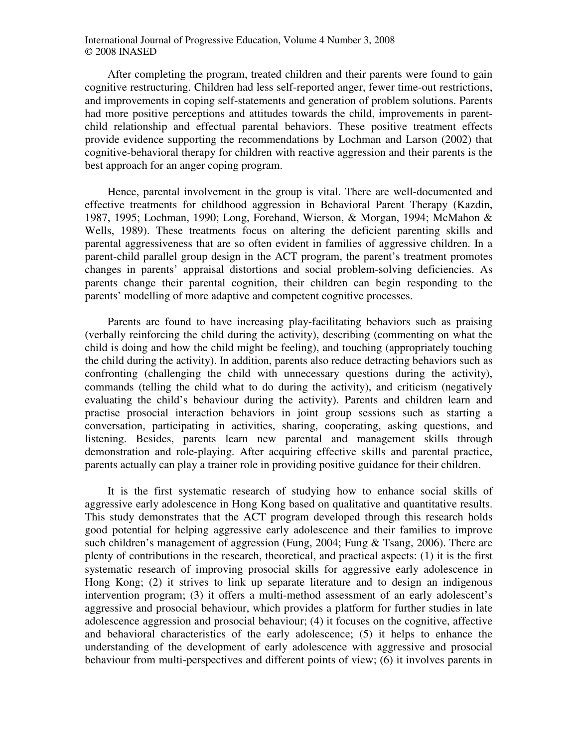After completing the program, treated children and their parents were found to gain cognitive restructuring. Children had less self-reported anger, fewer time-out restrictions, and improvements in coping self-statements and generation of problem solutions. Parents had more positive perceptions and attitudes towards the child, improvements in parent-child relationship and effectual parental behaviors. These positive treatment effects provide evidence supporting the recommendations by Lochman and Larson (2002) that cognitive-behavioral therapy for children with reactive aggression and their parents is the best approach for an anger coping program.

Hence, parental involvement in the group is vital. There are well-documented and effective treatments for childhood aggression in Behavioral Parent Therapy (Kazdin, 1987, 1995; Lochman, 1990; Long, Forehand, Wierson, & Morgan, 1994; McMahon & Wells, 1989). These treatments focus on altering the deficient parenting skills and parental aggressiveness that are so often evident in families of aggressive children. In a parent-child parallel group design in the ACT program, the parent's treatment promotes changes in parents' appraisal distortions and social problem-solving deficiencies. As parents change their parental cognition, their children can begin responding to the parents' modelling of more adaptive and competent cognitive processes.

Parents are found to have increasing play-facilitating behaviors such as praising (verbally reinforcing the child during the activity), describing (commenting on what the child is doing and how the child might be feeling), and touching (appropriately touching the child during the activity). In addition, parents also reduce detracting behaviors such as confronting (challenging the child with unnecessary questions during the activity), commands (telling the child what to do during the activity), and criticism (negatively evaluating the child's behaviour during the activity). Parents and children learn and practise prosocial interaction behaviors in joint group sessions such as starting a conversation, participating in activities, sharing, cooperating, asking questions, and listening. Besides, parents learn new parental and management skills through demonstration and role-playing. After acquiring effective skills and parental practice, parents actually can play a trainer role in providing positive guidance for their children.

It is the first systematic research of studying how to enhance social skills of aggressive early adolescence in Hong Kong based on qualitative and quantitative results. This study demonstrates that the ACT program developed through this research holds good potential for helping aggressive early adolescence and their families to improve such children's management of aggression (Fung, 2004; Fung & Tsang, 2006). There are plenty of contributions in the research, theoretical, and practical aspects: (1) it is the first systematic research of improving prosocial skills for aggressive early adolescence in Hong Kong; (2) it strives to link up separate literature and to design an indigenous intervention program; (3) it offers a multi-method assessment of an early adolescent's aggressive and prosocial behaviour, which provides a platform for further studies in late adolescence aggression and prosocial behaviour; (4) it focuses on the cognitive, affective and behavioral characteristics of the early adolescence; (5) it helps to enhance the understanding of the development of early adolescence with aggressive and prosocial behaviour from multi-perspectives and different points of view; (6) it involves parents in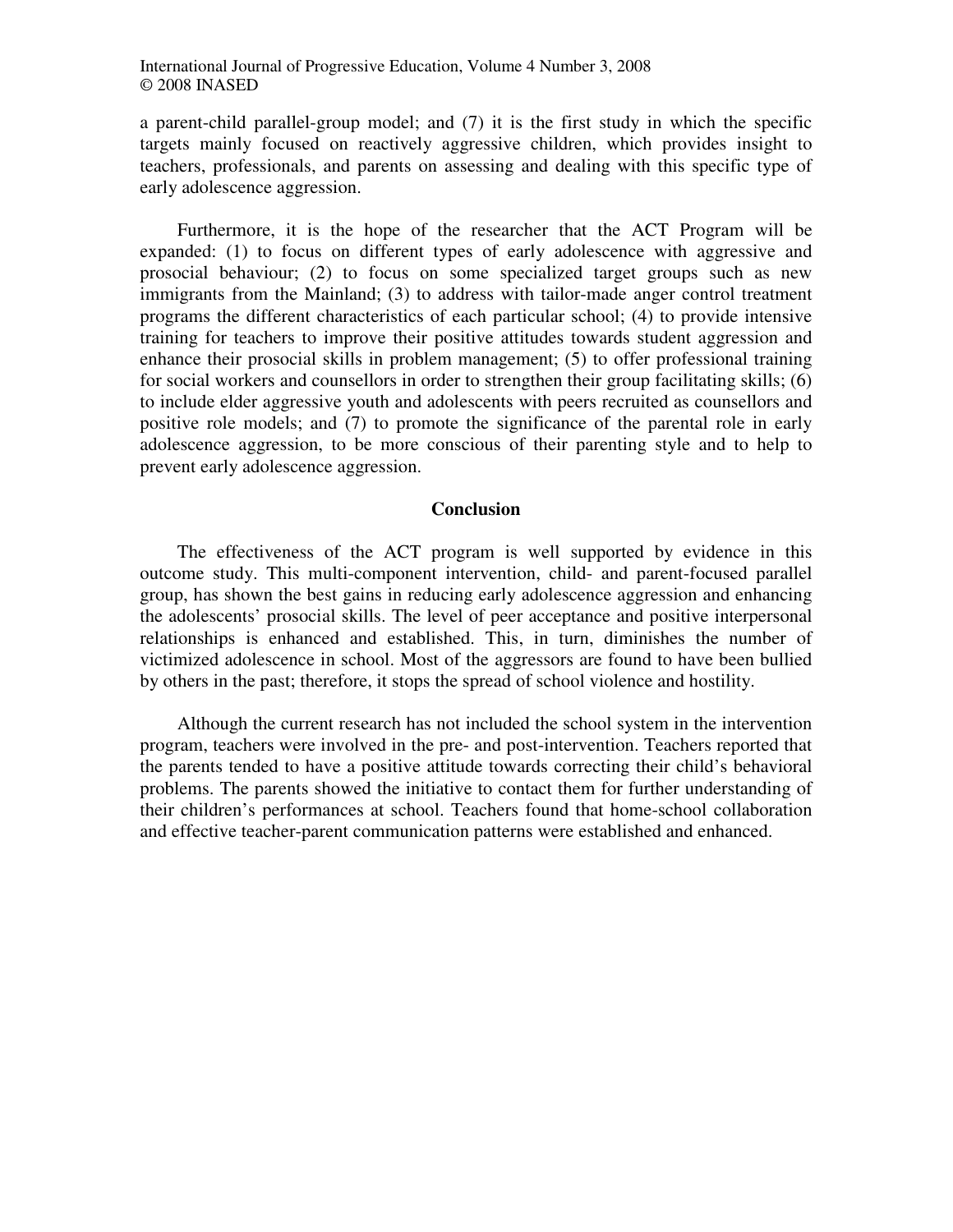a parent-child parallel-group model; and (7) it is the first study in which the specific targets mainly focused on reactively aggressive children, which provides insight to teachers, professionals, and parents on assessing and dealing with this specific type of early adolescence aggression.

Furthermore, it is the hope of the researcher that the ACT Program will be expanded: (1) to focus on different types of early adolescence with aggressive and prosocial behaviour; (2) to focus on some specialized target groups such as new immigrants from the Mainland; (3) to address with tailor-made anger control treatment programs the different characteristics of each particular school; (4) to provide intensive training for teachers to improve their positive attitudes towards student aggression and enhance their prosocial skills in problem management; (5) to offer professional training for social workers and counsellors in order to strengthen their group facilitating skills; (6) to include elder aggressive youth and adolescents with peers recruited as counsellors and positive role models; and (7) to promote the significance of the parental role in early adolescence aggression, to be more conscious of their parenting style and to help to prevent early adolescence aggression.

## Conclusion

The effectiveness of the ACT program is well supported by evidence in this outcome study. This multi-component intervention, child- and parent-focused parallel group, has shown the best gains in reducing early adolescence aggression and enhancing the adolescents' prosocial skills. The level of peer acceptance and positive interpersonal relationships is enhanced and established. This, in turn, diminishes the number of victimized adolescence in school. Most of the aggressors are found to have been bullied by others in the past; therefore, it stops the spread of school violence and hostility.

Although the current research has not included the school system in the intervention program, teachers were involved in the pre- and post-intervention. Teachers reported that the parents tended to have a positive attitude towards correcting their child's behavioral problems. The parents showed the initiative to contact them for further understanding of their children's performances at school. Teachers found that home-school collaboration and effective teacher-parent communication patterns were established and enhanced.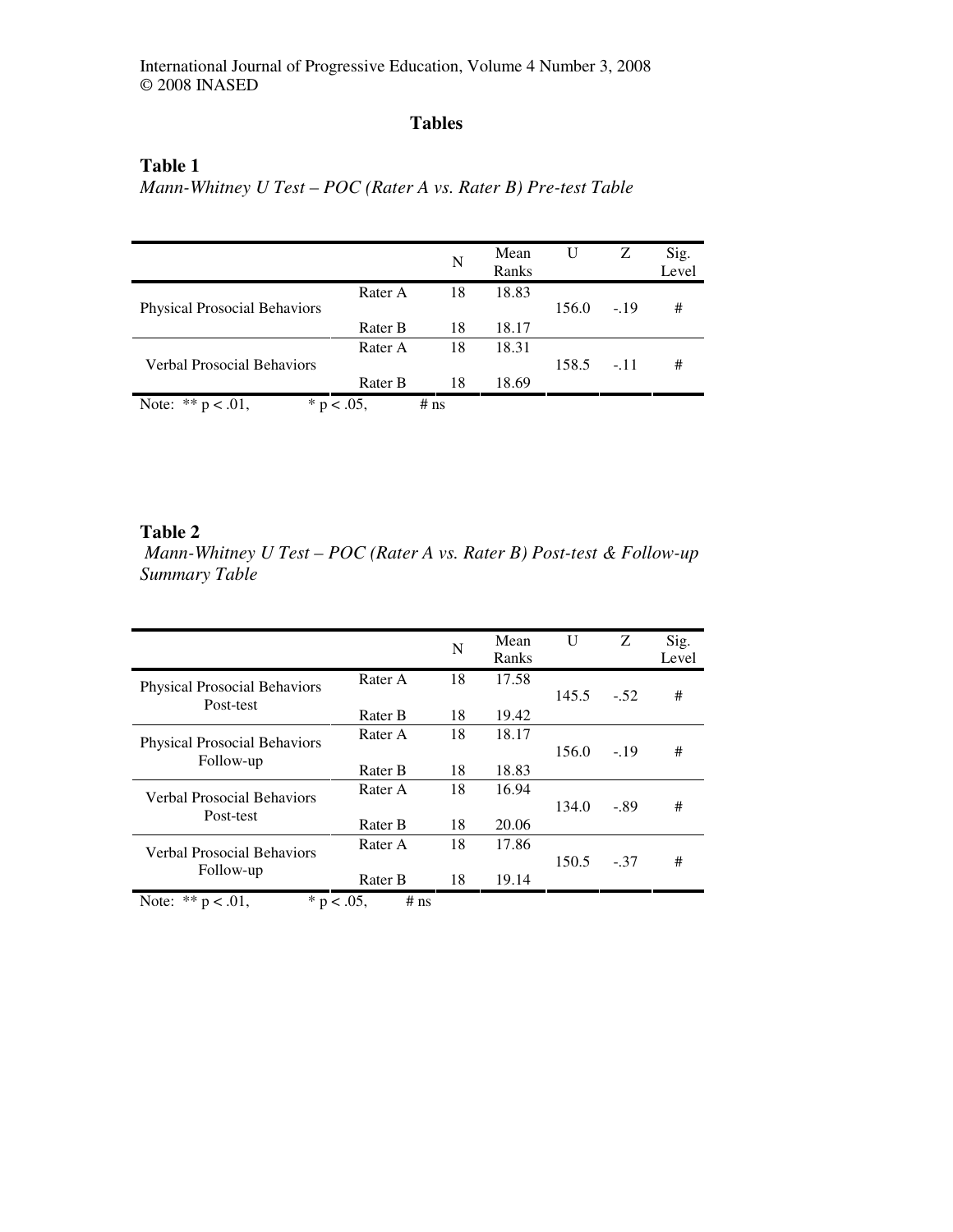# Tables

## Table 1

*Mann-Whitney U Test – POC (Rater A vs. Rater B) Pre-test Table*

| | | N | Mean Ranks | U | Z | Sig. Level |
|---|---|---|---|---|---|---|
| Physical Prosocial Behaviors | Rater A | 18 | 18.83 | 156.0 | -.19 | # |
| | Rater B | 18 | 18.17 | | | |
| Verbal Prosocial Behaviors | Rater A | 18 | 18.31 | 158.5 | -.11 | # |
| | Rater B | 18 | 18.69 | | | |

Note: ** $p < .01$, * $p < .05$, # ns

## Table 2

*Mann-Whitney U Test – POC (Rater A vs. Rater B) Post-test & Follow-up Summary Table*

| | | N | Mean Ranks | U | Z | Sig. Level |
|---|---|---|---|---|---|---|
| Physical Prosocial Behaviors Post-test | Rater A | 18 | 17.58 | 145.5 | -.52 | # |
| | Rater B | 18 | 19.42 | | | |
| Physical Prosocial Behaviors Follow-up | Rater A | 18 | 18.17 | 156.0 | -.19 | # |
| | Rater B | 18 | 18.83 | | | |
| Verbal Prosocial Behaviors Post-test | Rater A | 18 | 16.94 | 134.0 | -.89 | # |
| | Rater B | 18 | 20.06 | | | |
| Verbal Prosocial Behaviors Follow-up | Rater A | 18 | 17.86 | 150.5 | -.37 | # |
| | Rater B | 18 | 19.14 | | | |

Note: ** $p < .01$, * $p < .05$, # ns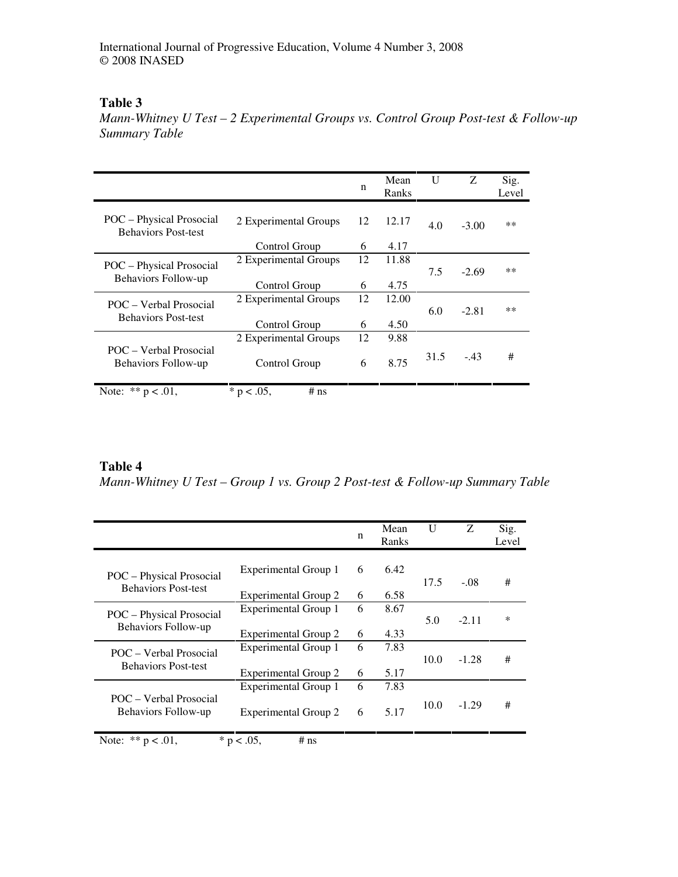**Table 3**

*Mann-Whitney U Test – 2 Experimental Groups vs. Control Group Post-test & Follow-up Summary Table*

| | | n | Mean Ranks | U | Z | Sig. Level |
|---|---|---|---|---|---|---|
| POC – Physical Prosocial Behaviors Post-test | 2 Experimental Groups | 12 | 12.17 | 4.0 | -3.00 | ** |
| | Control Group | 6 | 4.17 | | | |
| POC – Physical Prosocial Behaviors Follow-up | 2 Experimental Groups | 12 | 11.88 | 7.5 | -2.69 | ** |
| | Control Group | 6 | 4.75 | | | |
| POC – Verbal Prosocial Behaviors Post-test | 2 Experimental Groups | 12 | 12.00 | 6.0 | -2.81 | ** |
| | Control Group | 6 | 4.50 | | | |
| POC – Verbal Prosocial Behaviors Follow-up | 2 Experimental Groups | 12 | 9.88 | 31.5 | -.43 | # |
| | Control Group | 6 | 8.75 | | | |

Note: ** p < .01, * p < .05, # ns

**Table 4**

*Mann-Whitney U Test – Group 1 vs. Group 2 Post-test & Follow-up Summary Table*

| | | n | Mean Ranks | U | Z | Sig. Level |
|---|---|---|---|---|---|---|
| POC – Physical Prosocial Behaviors Post-test | Experimental Group 1 | 6 | 6.42 | 17.5 | -.08 | # |
| | Experimental Group 2 | 6 | 6.58 | | | |
| POC – Physical Prosocial Behaviors Follow-up | Experimental Group 1 | 6 | 8.67 | 5.0 | -2.11 | * |
| | Experimental Group 2 | 6 | 4.33 | | | |
| POC – Verbal Prosocial Behaviors Post-test | Experimental Group 1 | 6 | 7.83 | 10.0 | -1.28 | # |
| | Experimental Group 2 | 6 | 5.17 | | | |
| POC – Verbal Prosocial Behaviors Follow-up | Experimental Group 1 | 6 | 7.83 | 10.0 | -1.29 | # |
| | Experimental Group 2 | 6 | 5.17 | | | |

Note: ** p < .01, * p < .05, # ns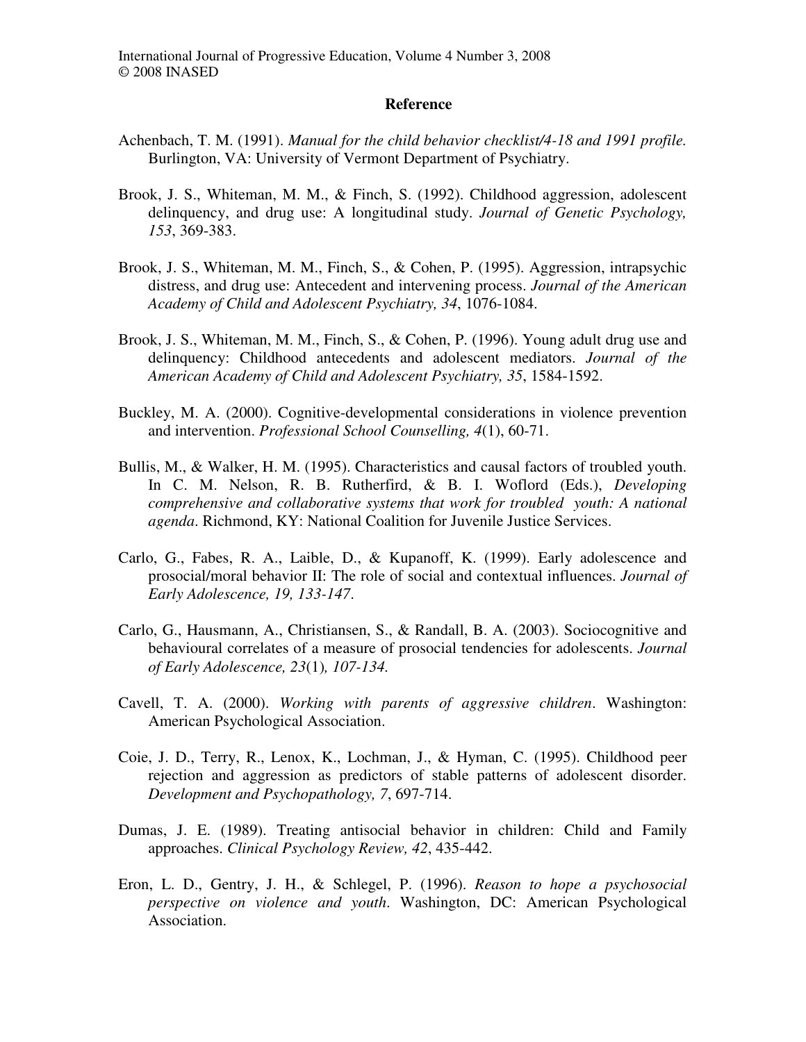## Reference

Achenbach, T. M. (1991). *Manual for the child behavior checklist/4-18 and 1991 profile.* Burlington, VA: University of Vermont Department of Psychiatry.

Brook, J. S., Whiteman, M. M., & Finch, S. (1992). Childhood aggression, adolescent delinquency, and drug use: A longitudinal study. *Journal of Genetic Psychology, 153*, 369-383.

Brook, J. S., Whiteman, M. M., Finch, S., & Cohen, P. (1995). Aggression, intrapsychic distress, and drug use: Antecedent and intervening process. *Journal of the American Academy of Child and Adolescent Psychiatry, 34*, 1076-1084.

Brook, J. S., Whiteman, M. M., Finch, S., & Cohen, P. (1996). Young adult drug use and delinquency: Childhood antecedents and adolescent mediators. *Journal of the American Academy of Child and Adolescent Psychiatry, 35*, 1584-1592.

Buckley, M. A. (2000). Cognitive-developmental considerations in violence prevention and intervention. *Professional School Counselling, 4*(1), 60-71.

Bullis, M., & Walker, H. M. (1995). Characteristics and causal factors of troubled youth. In C. M. Nelson, R. B. Rutherfird, & B. I. Woflord (Eds.), *Developing comprehensive and collaborative systems that work for troubled youth: A national agenda*. Richmond, KY: National Coalition for Juvenile Justice Services.

Carlo, G., Fabes, R. A., Laible, D., & Kupanoff, K. (1999). Early adolescence and prosocial/moral behavior II: The role of social and contextual influences. *Journal of Early Adolescence, 19, 133-147*.

Carlo, G., Hausmann, A., Christiansen, S., & Randall, B. A. (2003). Sociocognitive and behavioural correlates of a measure of prosocial tendencies for adolescents. *Journal of Early Adolescence, 23*(1)*, 107-134.*

Cavell, T. A. (2000). *Working with parents of aggressive children*. Washington: American Psychological Association.

Coie, J. D., Terry, R., Lenox, K., Lochman, J., & Hyman, C. (1995). Childhood peer rejection and aggression as predictors of stable patterns of adolescent disorder. *Development and Psychopathology, 7*, 697-714.

Dumas, J. E. (1989). Treating antisocial behavior in children: Child and Family approaches. *Clinical Psychology Review, 42*, 435-442.

Eron, L. D., Gentry, J. H., & Schlegel, P. (1996). *Reason to hope a psychosocial perspective on violence and youth*. Washington, DC: American Psychological Association.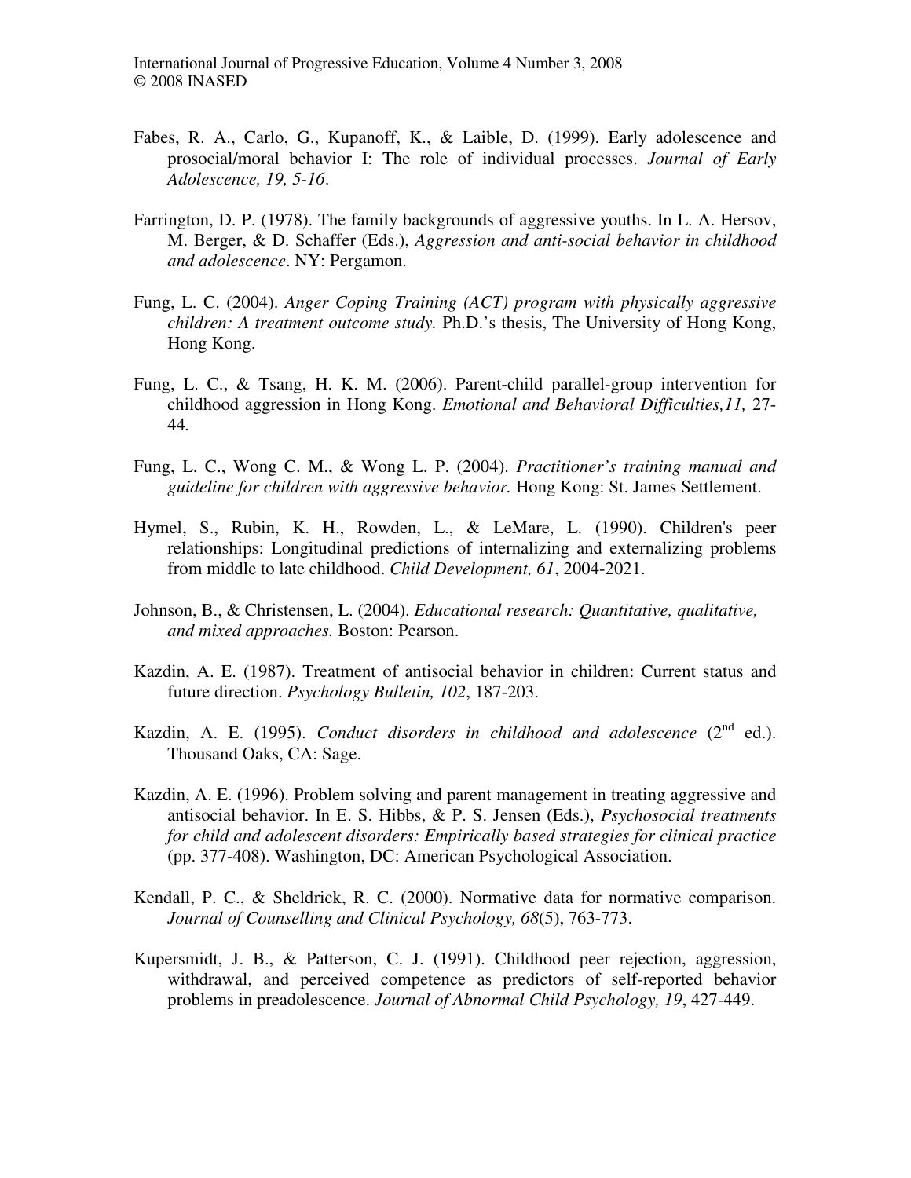Fabes, R. A., Carlo, G., Kupanoff, K., & Laible, D. (1999). Early adolescence and prosocial/moral behavior I: The role of individual processes. *Journal of Early Adolescence, 19, 5-16*.

Farrington, D. P. (1978). The family backgrounds of aggressive youths. In L. A. Hersov, M. Berger, & D. Schaffer (Eds.), *Aggression and anti-social behavior in childhood and adolescence*. NY: Pergamon.

Fung, L. C. (2004). *Anger Coping Training (ACT) program with physically aggressive children: A treatment outcome study.* Ph.D.'s thesis, The University of Hong Kong, Hong Kong.

Fung, L. C., & Tsang, H. K. M. (2006). Parent-child parallel-group intervention for childhood aggression in Hong Kong. *Emotional and Behavioral Difficulties,11,* 27-44*.*

Fung, L. C., Wong C. M., & Wong L. P. (2004). *Practitioner's training manual and guideline for children with aggressive behavior.* Hong Kong: St. James Settlement.

Hymel, S., Rubin, K. H., Rowden, L., & LeMare, L. (1990). Children's peer relationships: Longitudinal predictions of internalizing and externalizing problems from middle to late childhood. *Child Development, 61*, 2004-2021.

Johnson, B., & Christensen, L. (2004). *Educational research: Quantitative, qualitative, and mixed approaches.* Boston: Pearson.

Kazdin, A. E. (1987). Treatment of antisocial behavior in children: Current status and future direction. *Psychology Bulletin, 102*, 187-203.

Kazdin, A. E. (1995). *Conduct disorders in childhood and adolescence* (2nd ed.). Thousand Oaks, CA: Sage.

Kazdin, A. E. (1996). Problem solving and parent management in treating aggressive and antisocial behavior. In E. S. Hibbs, & P. S. Jensen (Eds.), *Psychosocial treatments for child and adolescent disorders: Empirically based strategies for clinical practice* (pp. 377-408). Washington, DC: American Psychological Association.

Kendall, P. C., & Sheldrick, R. C. (2000). Normative data for normative comparison. *Journal of Counselling and Clinical Psychology, 68*(5), 763-773.

Kupersmidt, J. B., & Patterson, C. J. (1991). Childhood peer rejection, aggression, withdrawal, and perceived competence as predictors of self-reported behavior problems in preadolescence. *Journal of Abnormal Child Psychology, 19*, 427-449.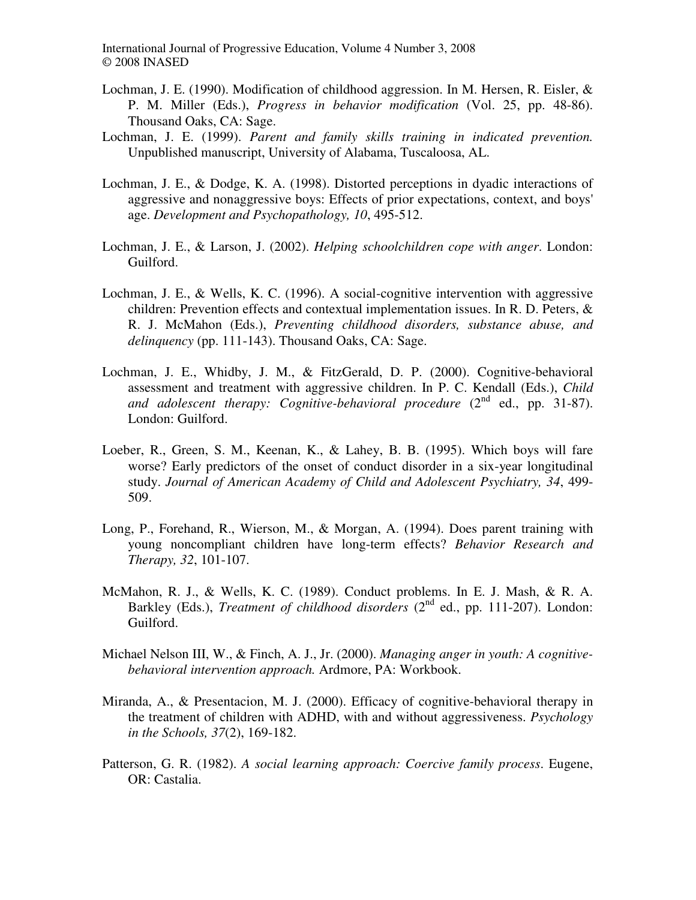Lochman, J. E. (1990). Modification of childhood aggression. In M. Hersen, R. Eisler, & P. M. Miller (Eds.), *Progress in behavior modification* (Vol. 25, pp. 48-86). Thousand Oaks, CA: Sage.

Lochman, J. E. (1999). *Parent and family skills training in indicated prevention.* Unpublished manuscript, University of Alabama, Tuscaloosa, AL.

Lochman, J. E., & Dodge, K. A. (1998). Distorted perceptions in dyadic interactions of aggressive and nonaggressive boys: Effects of prior expectations, context, and boys' age. *Development and Psychopathology, 10*, 495-512.

Lochman, J. E., & Larson, J. (2002). *Helping schoolchildren cope with anger*. London: Guilford.

Lochman, J. E., & Wells, K. C. (1996). A social-cognitive intervention with aggressive children: Prevention effects and contextual implementation issues. In R. D. Peters, & R. J. McMahon (Eds.), *Preventing childhood disorders, substance abuse, and delinquency* (pp. 111-143). Thousand Oaks, CA: Sage.

Lochman, J. E., Whidby, J. M., & FitzGerald, D. P. (2000). Cognitive-behavioral assessment and treatment with aggressive children. In P. C. Kendall (Eds.), *Child and adolescent therapy: Cognitive-behavioral procedure* (2nd ed., pp. 31-87). London: Guilford.

Loeber, R., Green, S. M., Keenan, K., & Lahey, B. B. (1995). Which boys will fare worse? Early predictors of the onset of conduct disorder in a six-year longitudinal study. *Journal of American Academy of Child and Adolescent Psychiatry, 34*, 499-509.

Long, P., Forehand, R., Wierson, M., & Morgan, A. (1994). Does parent training with young noncompliant children have long-term effects? *Behavior Research and Therapy, 32*, 101-107.

McMahon, R. J., & Wells, K. C. (1989). Conduct problems. In E. J. Mash, & R. A. Barkley (Eds.), *Treatment of childhood disorders* (2nd ed., pp. 111-207). London: Guilford.

Michael Nelson III, W., & Finch, A. J., Jr. (2000). *Managing anger in youth: A cognitive-behavioral intervention approach.* Ardmore, PA: Workbook.

Miranda, A., & Presentacion, M. J. (2000). Efficacy of cognitive-behavioral therapy in the treatment of children with ADHD, with and without aggressiveness. *Psychology in the Schools, 37*(2), 169-182.

Patterson, G. R. (1982). *A social learning approach: Coercive family process*. Eugene, OR: Castalia.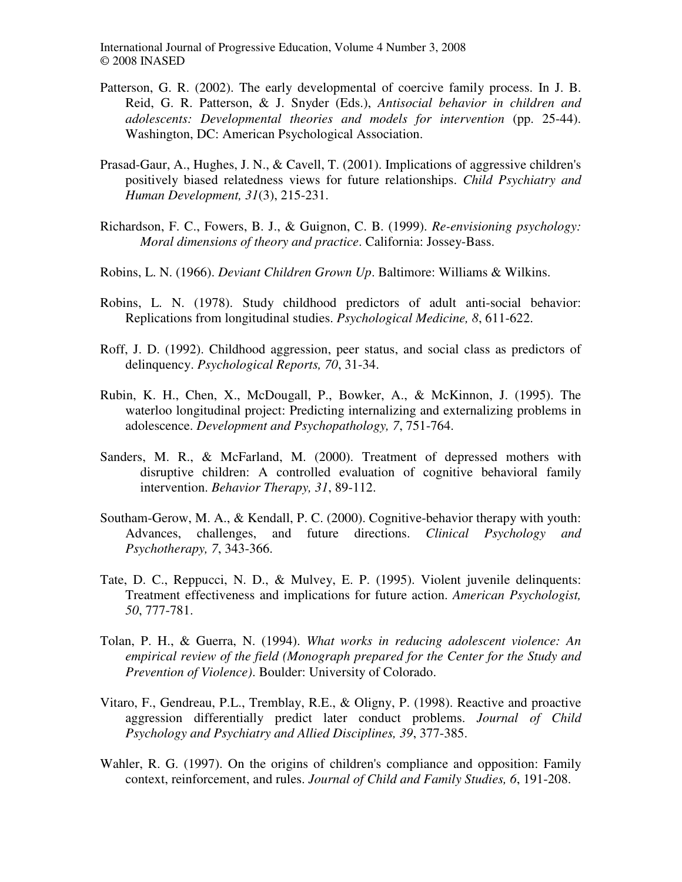Patterson, G. R. (2002). The early developmental of coercive family process. In J. B. Reid, G. R. Patterson, & J. Snyder (Eds.), *Antisocial behavior in children and adolescents: Developmental theories and models for intervention* (pp. 25-44). Washington, DC: American Psychological Association.

Prasad-Gaur, A., Hughes, J. N., & Cavell, T. (2001). Implications of aggressive children's positively biased relatedness views for future relationships. *Child Psychiatry and Human Development, 31*(3), 215-231.

Richardson, F. C., Fowers, B. J., & Guignon, C. B. (1999). *Re-envisioning psychology: Moral dimensions of theory and practice*. California: Jossey-Bass.

Robins, L. N. (1966). *Deviant Children Grown Up*. Baltimore: Williams & Wilkins.

Robins, L. N. (1978). Study childhood predictors of adult anti-social behavior: Replications from longitudinal studies. *Psychological Medicine, 8*, 611-622.

Roff, J. D. (1992). Childhood aggression, peer status, and social class as predictors of delinquency. *Psychological Reports, 70*, 31-34.

Rubin, K. H., Chen, X., McDougall, P., Bowker, A., & McKinnon, J. (1995). The waterloo longitudinal project: Predicting internalizing and externalizing problems in adolescence. *Development and Psychopathology, 7*, 751-764.

Sanders, M. R., & McFarland, M. (2000). Treatment of depressed mothers with disruptive children: A controlled evaluation of cognitive behavioral family intervention. *Behavior Therapy, 31*, 89-112.

Southam-Gerow, M. A., & Kendall, P. C. (2000). Cognitive-behavior therapy with youth: Advances, challenges, and future directions. *Clinical Psychology and Psychotherapy, 7*, 343-366.

Tate, D. C., Reppucci, N. D., & Mulvey, E. P. (1995). Violent juvenile delinquents: Treatment effectiveness and implications for future action. *American Psychologist, 50*, 777-781.

Tolan, P. H., & Guerra, N. (1994). *What works in reducing adolescent violence: An empirical review of the field (Monograph prepared for the Center for the Study and Prevention of Violence)*. Boulder: University of Colorado.

Vitaro, F., Gendreau, P.L., Tremblay, R.E., & Oligny, P. (1998). Reactive and proactive aggression differentially predict later conduct problems. *Journal of Child Psychology and Psychiatry and Allied Disciplines, 39*, 377-385.

Wahler, R. G. (1997). On the origins of children's compliance and opposition: Family context, reinforcement, and rules. *Journal of Child and Family Studies, 6*, 191-208.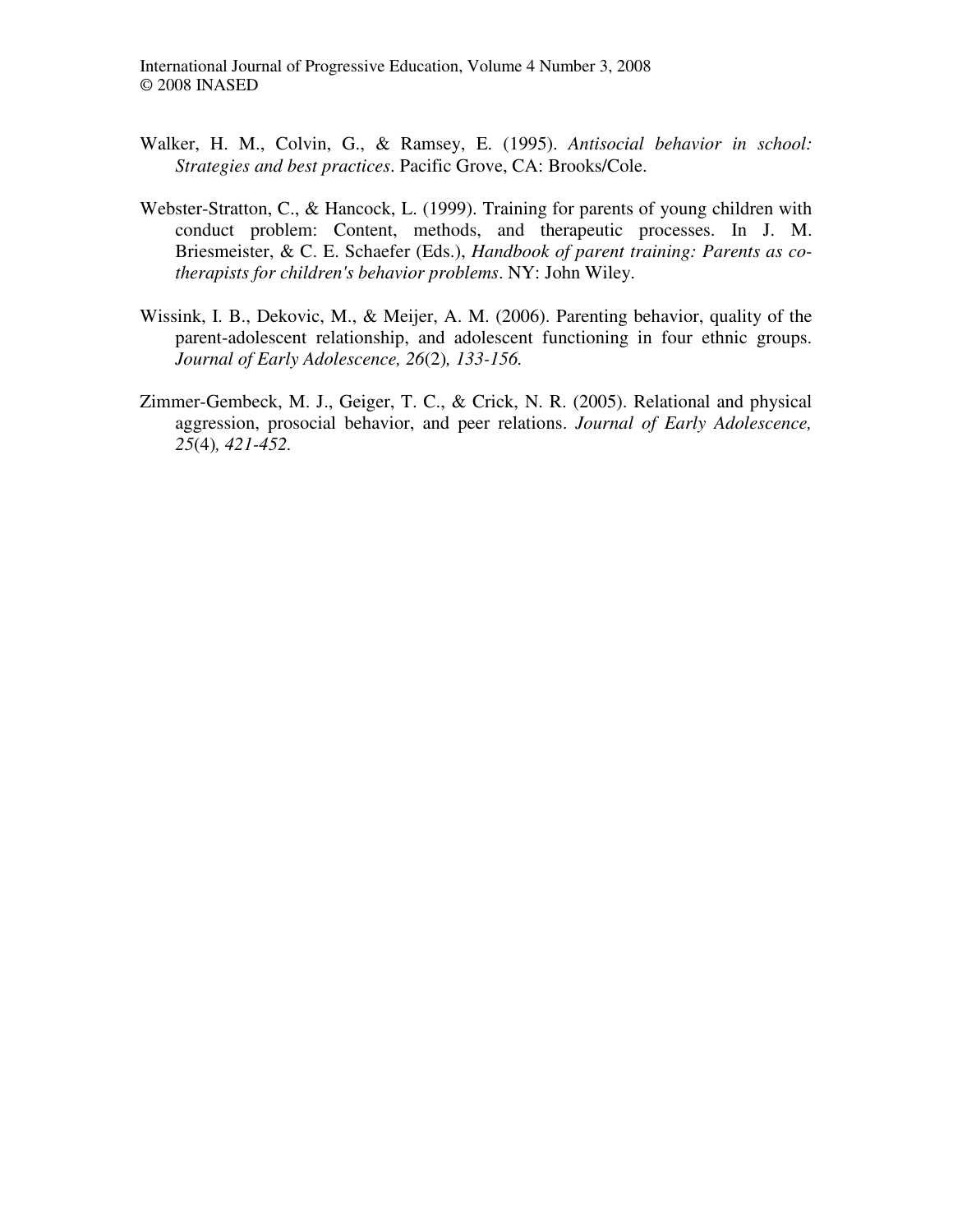Walker, H. M., Colvin, G., & Ramsey, E. (1995). *Antisocial behavior in school: Strategies and best practices*. Pacific Grove, CA: Brooks/Cole.

Webster-Stratton, C., & Hancock, L. (1999). Training for parents of young children with conduct problem: Content, methods, and therapeutic processes. In J. M. Briesmeister, & C. E. Schaefer (Eds.), *Handbook of parent training: Parents as co-therapists for children's behavior problems*. NY: John Wiley.

Wissink, I. B., Dekovic, M., & Meijer, A. M. (2006). Parenting behavior, quality of the parent-adolescent relationship, and adolescent functioning in four ethnic groups. *Journal of Early Adolescence, 26*(2)*, 133-156.*

Zimmer-Gembeck, M. J., Geiger, T. C., & Crick, N. R. (2005). Relational and physical aggression, prosocial behavior, and peer relations. *Journal of Early Adolescence, 25*(4)*, 421-452.*